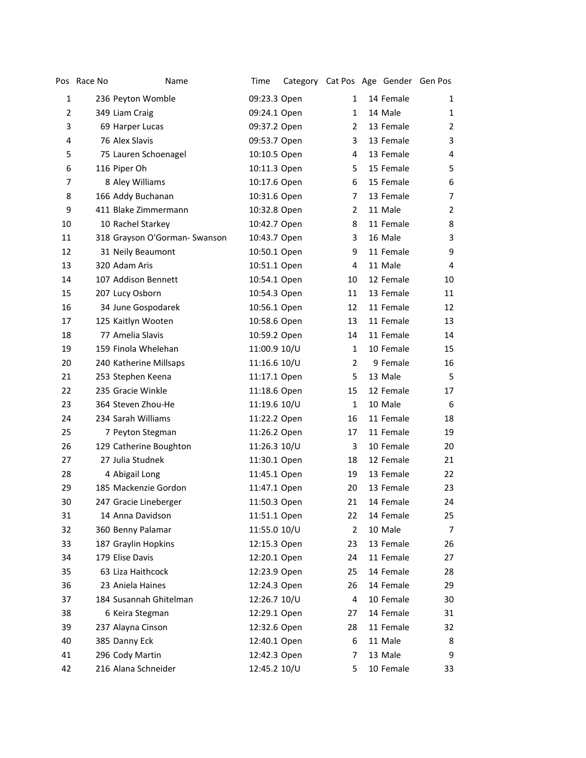| Pos | Race No | Name | Time | Category | Cat Pos | Age | Gender | Gen Pos |
|---|---|---|---|---|---|---|---|---|
| 1 | 236 | Peyton Womble | 09:23.3 | Open | 1 | 14 | Female | 1 |
| 2 | 349 | Liam Craig | 09:24.1 | Open | 1 | 14 | Male | 1 |
| 3 | 69 | Harper Lucas | 09:37.2 | Open | 2 | 13 | Female | 2 |
| 4 | 76 | Alex Slavis | 09:53.7 | Open | 3 | 13 | Female | 3 |
| 5 | 75 | Lauren Schoenagel | 10:10.5 | Open | 4 | 13 | Female | 4 |
| 6 | 116 | Piper Oh | 10:11.3 | Open | 5 | 15 | Female | 5 |
| 7 | 8 | Aley Williams | 10:17.6 | Open | 6 | 15 | Female | 6 |
| 8 | 166 | Addy Buchanan | 10:31.6 | Open | 7 | 13 | Female | 7 |
| 9 | 411 | Blake Zimmermann | 10:32.8 | Open | 2 | 11 | Male | 2 |
| 10 | 10 | Rachel Starkey | 10:42.7 | Open | 8 | 11 | Female | 8 |
| 11 | 318 | Grayson O'Gorman- Swanson | 10:43.7 | Open | 3 | 16 | Male | 3 |
| 12 | 31 | Neily Beaumont | 10:50.1 | Open | 9 | 11 | Female | 9 |
| 13 | 320 | Adam Aris | 10:51.1 | Open | 4 | 11 | Male | 4 |
| 14 | 107 | Addison Bennett | 10:54.1 | Open | 10 | 12 | Female | 10 |
| 15 | 207 | Lucy Osborn | 10:54.3 | Open | 11 | 13 | Female | 11 |
| 16 | 34 | June Gospodarek | 10:56.1 | Open | 12 | 11 | Female | 12 |
| 17 | 125 | Kaitlyn Wooten | 10:58.6 | Open | 13 | 11 | Female | 13 |
| 18 | 77 | Amelia Slavis | 10:59.2 | Open | 14 | 11 | Female | 14 |
| 19 | 159 | Finola Whelehan | 11:00.9 | 10/U | 1 | 10 | Female | 15 |
| 20 | 240 | Katherine Millsaps | 11:16.6 | 10/U | 2 | 9 | Female | 16 |
| 21 | 253 | Stephen Keena | 11:17.1 | Open | 5 | 13 | Male | 5 |
| 22 | 235 | Gracie Winkle | 11:18.6 | Open | 15 | 12 | Female | 17 |
| 23 | 364 | Steven Zhou-He | 11:19.6 | 10/U | 1 | 10 | Male | 6 |
| 24 | 234 | Sarah Williams | 11:22.2 | Open | 16 | 11 | Female | 18 |
| 25 | 7 | Peyton Stegman | 11:26.2 | Open | 17 | 11 | Female | 19 |
| 26 | 129 | Catherine Boughton | 11:26.3 | 10/U | 3 | 10 | Female | 20 |
| 27 | 27 | Julia Studnek | 11:30.1 | Open | 18 | 12 | Female | 21 |
| 28 | 4 | Abigail Long | 11:45.1 | Open | 19 | 13 | Female | 22 |
| 29 | 185 | Mackenzie Gordon | 11:47.1 | Open | 20 | 13 | Female | 23 |
| 30 | 247 | Gracie Lineberger | 11:50.3 | Open | 21 | 14 | Female | 24 |
| 31 | 14 | Anna Davidson | 11:51.1 | Open | 22 | 14 | Female | 25 |
| 32 | 360 | Benny Palamar | 11:55.0 | 10/U | 2 | 10 | Male | 7 |
| 33 | 187 | Graylin Hopkins | 12:15.3 | Open | 23 | 13 | Female | 26 |
| 34 | 179 | Elise Davis | 12:20.1 | Open | 24 | 11 | Female | 27 |
| 35 | 63 | Liza Haithcock | 12:23.9 | Open | 25 | 14 | Female | 28 |
| 36 | 23 | Aniela Haines | 12:24.3 | Open | 26 | 14 | Female | 29 |
| 37 | 184 | Susannah Ghitelman | 12:26.7 | 10/U | 4 | 10 | Female | 30 |
| 38 | 6 | Keira Stegman | 12:29.1 | Open | 27 | 14 | Female | 31 |
| 39 | 237 | Alayna Cinson | 12:32.6 | Open | 28 | 11 | Female | 32 |
| 40 | 385 | Danny Eck | 12:40.1 | Open | 6 | 11 | Male | 8 |
| 41 | 296 | Cody Martin | 12:42.3 | Open | 7 | 13 | Male | 9 |
| 42 | 216 | Alana Schneider | 12:45.2 | 10/U | 5 | 10 | Female | 33 |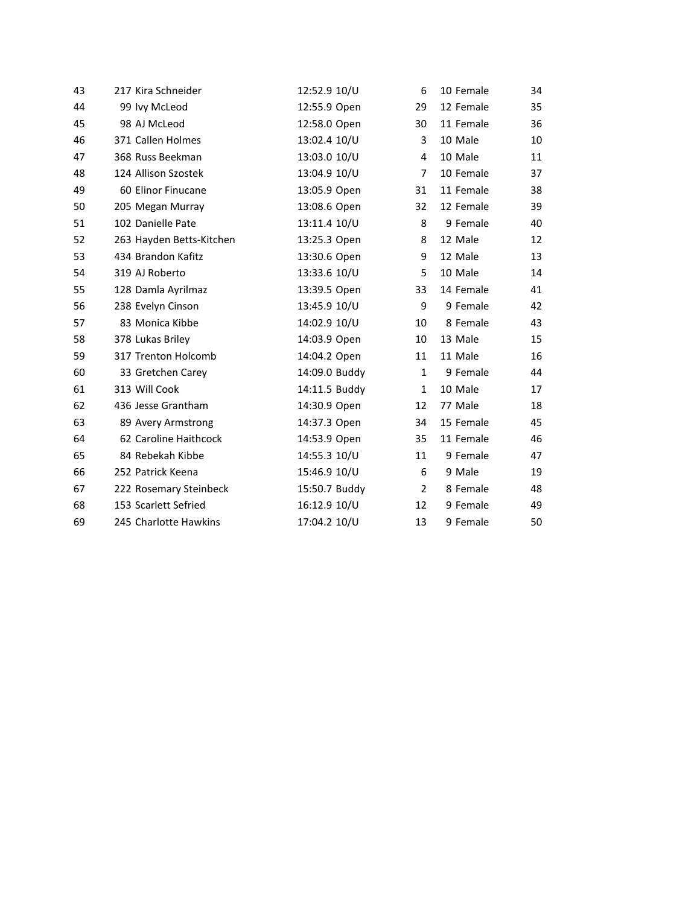| | | | | | | | | |
|---|---|---|---|---|---|---|---|---|
| 43 | 217 | Kira Schneider | 12:52.9 | 10/U | 6 | 10 | Female | 34 |
| 44 | 99 | Ivy McLeod | 12:55.9 | Open | 29 | 12 | Female | 35 |
| 45 | 98 | AJ McLeod | 12:58.0 | Open | 30 | 11 | Female | 36 |
| 46 | 371 | Callen Holmes | 13:02.4 | 10/U | 3 | 10 | Male | 10 |
| 47 | 368 | Russ Beekman | 13:03.0 | 10/U | 4 | 10 | Male | 11 |
| 48 | 124 | Allison Szostek | 13:04.9 | 10/U | 7 | 10 | Female | 37 |
| 49 | 60 | Elinor Finucane | 13:05.9 | Open | 31 | 11 | Female | 38 |
| 50 | 205 | Megan Murray | 13:08.6 | Open | 32 | 12 | Female | 39 |
| 51 | 102 | Danielle Pate | 13:11.4 | 10/U | 8 | 9 | Female | 40 |
| 52 | 263 | Hayden Betts-Kitchen | 13:25.3 | Open | 8 | 12 | Male | 12 |
| 53 | 434 | Brandon Kafitz | 13:30.6 | Open | 9 | 12 | Male | 13 |
| 54 | 319 | AJ Roberto | 13:33.6 | 10/U | 5 | 10 | Male | 14 |
| 55 | 128 | Damla Ayrilmaz | 13:39.5 | Open | 33 | 14 | Female | 41 |
| 56 | 238 | Evelyn Cinson | 13:45.9 | 10/U | 9 | 9 | Female | 42 |
| 57 | 83 | Monica Kibbe | 14:02.9 | 10/U | 10 | 8 | Female | 43 |
| 58 | 378 | Lukas Briley | 14:03.9 | Open | 10 | 13 | Male | 15 |
| 59 | 317 | Trenton Holcomb | 14:04.2 | Open | 11 | 11 | Male | 16 |
| 60 | 33 | Gretchen Carey | 14:09.0 | Buddy | 1 | 9 | Female | 44 |
| 61 | 313 | Will Cook | 14:11.5 | Buddy | 1 | 10 | Male | 17 |
| 62 | 436 | Jesse Grantham | 14:30.9 | Open | 12 | 77 | Male | 18 |
| 63 | 89 | Avery Armstrong | 14:37.3 | Open | 34 | 15 | Female | 45 |
| 64 | 62 | Caroline Haithcock | 14:53.9 | Open | 35 | 11 | Female | 46 |
| 65 | 84 | Rebekah Kibbe | 14:55.3 | 10/U | 11 | 9 | Female | 47 |
| 66 | 252 | Patrick Keena | 15:46.9 | 10/U | 6 | 9 | Male | 19 |
| 67 | 222 | Rosemary Steinbeck | 15:50.7 | Buddy | 2 | 8 | Female | 48 |
| 68 | 153 | Scarlett Sefried | 16:12.9 | 10/U | 12 | 9 | Female | 49 |
| 69 | 245 | Charlotte Hawkins | 17:04.2 | 10/U | 13 | 9 | Female | 50 |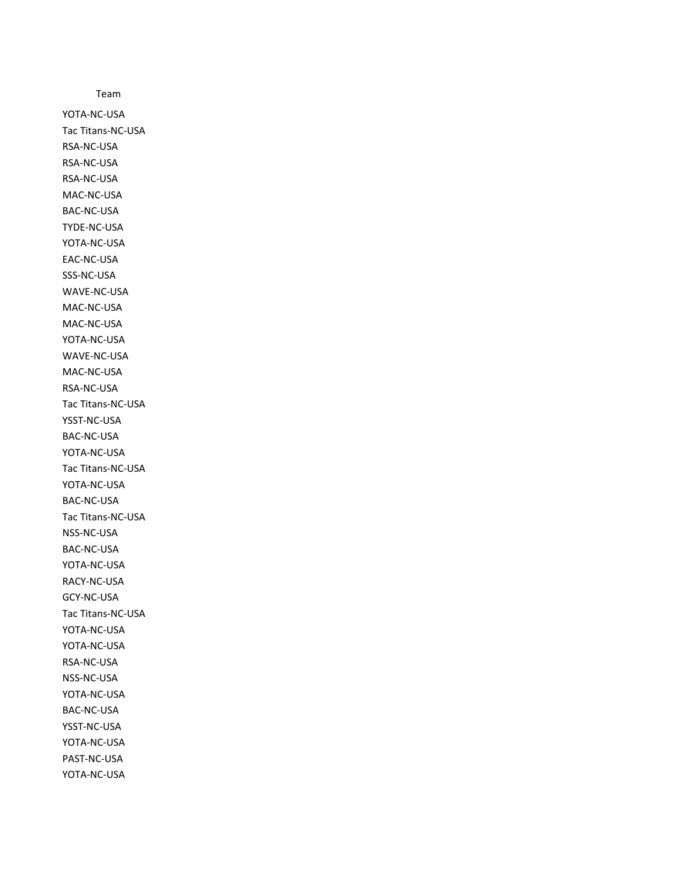| Team |
|---|
| YOTA-NC-USA |
| Tac Titans-NC-USA |
| RSA-NC-USA |
| RSA-NC-USA |
| RSA-NC-USA |
| MAC-NC-USA |
| BAC-NC-USA |
| TYDE-NC-USA |
| YOTA-NC-USA |
| EAC-NC-USA |
| SSS-NC-USA |
| WAVE-NC-USA |
| MAC-NC-USA |
| MAC-NC-USA |
| YOTA-NC-USA |
| WAVE-NC-USA |
| MAC-NC-USA |
| RSA-NC-USA |
| Tac Titans-NC-USA |
| YSST-NC-USA |
| BAC-NC-USA |
| YOTA-NC-USA |
| Tac Titans-NC-USA |
| YOTA-NC-USA |
| BAC-NC-USA |
| Tac Titans-NC-USA |
| NSS-NC-USA |
| BAC-NC-USA |
| YOTA-NC-USA |
| RACY-NC-USA |
| GCY-NC-USA |
| Tac Titans-NC-USA |
| YOTA-NC-USA |
| YOTA-NC-USA |
| RSA-NC-USA |
| NSS-NC-USA |
| YOTA-NC-USA |
| BAC-NC-USA |
| YSST-NC-USA |
| YOTA-NC-USA |
| PAST-NC-USA |
| YOTA-NC-USA |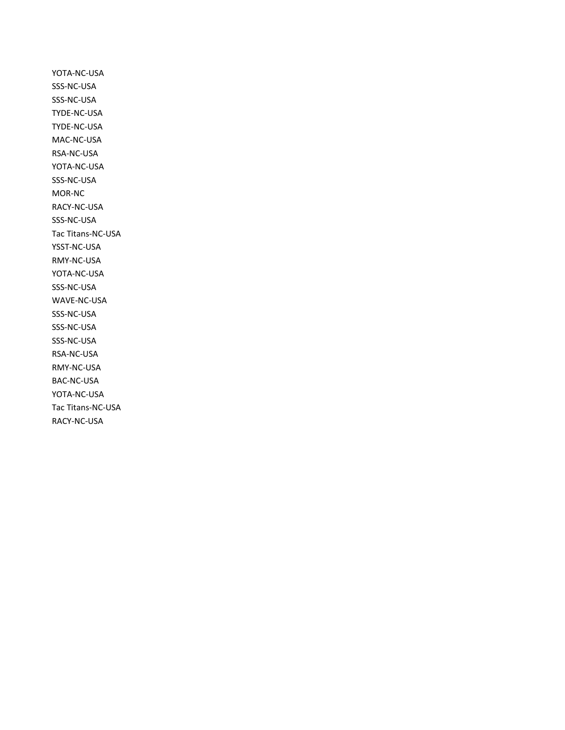YOTA-NC-USA
SSS-NC-USA
SSS-NC-USA
TYDE-NC-USA
TYDE-NC-USA
MAC-NC-USA
RSA-NC-USA
YOTA-NC-USA
SSS-NC-USA
MOR-NC
RACY-NC-USA
SSS-NC-USA
Tac Titans-NC-USA
YSST-NC-USA
RMY-NC-USA
YOTA-NC-USA
SSS-NC-USA
WAVE-NC-USA
SSS-NC-USA
SSS-NC-USA
SSS-NC-USA
RSA-NC-USA
RMY-NC-USA
BAC-NC-USA
YOTA-NC-USA
Tac Titans-NC-USA
RACY-NC-USA